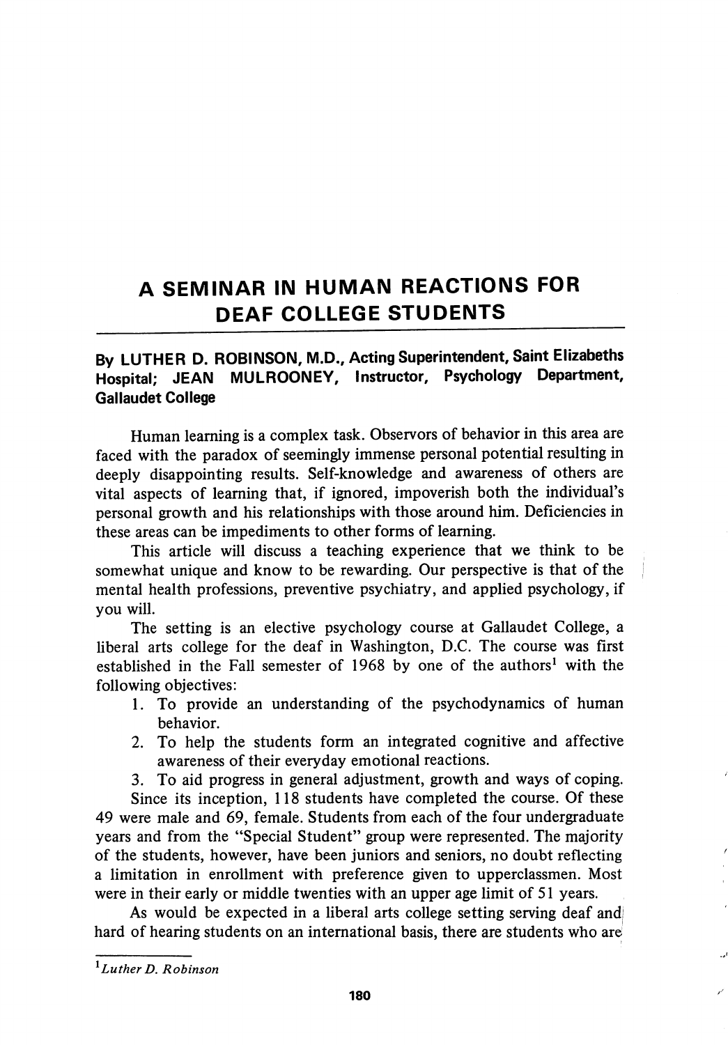# A SEMINAR IN HUMAN REACTIONS FOR DEAF COLLEGE STUDENTS

**By LUTHER D. ROBINSON, M.D., Acting Superintendent, Saint Elizabeths Hospital; JEAN MULROONEY, Instructor, Psychology Department, Gallaudet College**

Human learning is a complex task. Observors of behavior in this area are faced with the paradox of seemingly immense personal potential resulting in deeply disappointing results. Self-knowledge and awareness of others are vital aspects of learning that, if ignored, impoverish both the individual's personal growth and his relationships with those around him. Deficiencies in these areas can be impediments to other forms of learning.

This article will discuss a teaching experience that we think to be somewhat unique and know to be rewarding. Our perspective is that of the mental health professions, preventive psychiatry, and applied psychology, if you will.

The setting is an elective psychology course at Gallaudet College, a liberal arts college for the deaf in Washington, D.C. The course was first established in the Fall semester of 1968 by one of the authors[1] with the following objectives:

1. To provide an understanding of the psychodynamics of human behavior.
2. To help the students form an integrated cognitive and affective awareness of their everyday emotional reactions.
3. To aid progress in general adjustment, growth and ways of coping.

Since its inception, 118 students have completed the course. Of these 49 were male and 69, female. Students from each of the four undergraduate years and from the "Special Student" group were represented. The majority of the students, however, have been juniors and seniors, no doubt reflecting a limitation in enrollment with preference given to upperclassmen. Most were in their early or middle twenties with an upper age limit of 51 years.

As would be expected in a liberal arts college setting serving deaf and hard of hearing students on an international basis, there are students who are

---

[1] *Luther D. Robinson*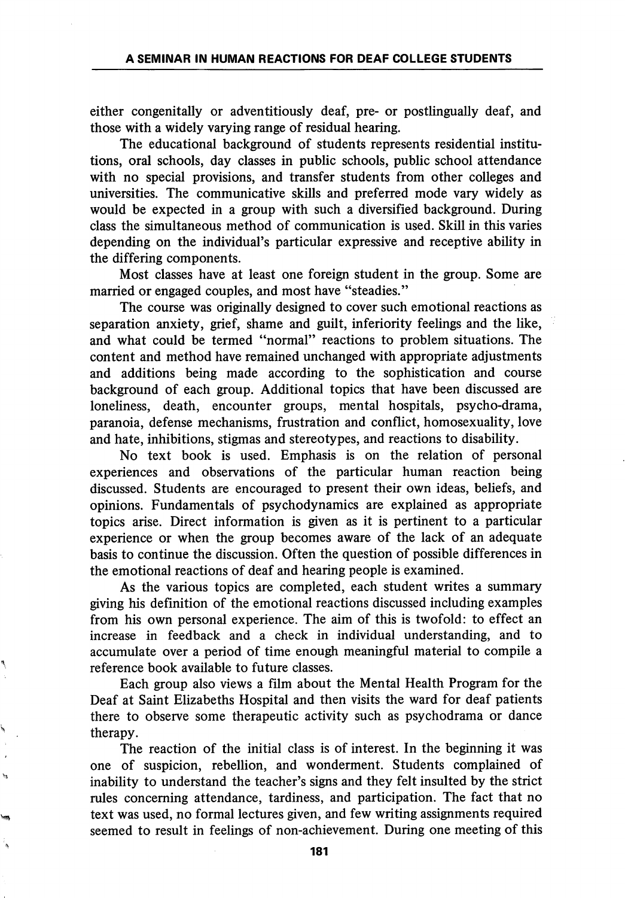either congenitally or adventitiously deaf, pre- or postlingually deaf, and those with a widely varying range of residual hearing.

The educational background of students represents residential institutions, oral schools, day classes in public schools, public school attendance with no special provisions, and transfer students from other colleges and universities. The communicative skills and preferred mode vary widely as would be expected in a group with such a diversified background. During class the simultaneous method of communication is used. Skill in this varies depending on the individual's particular expressive and receptive ability in the differing components.

Most classes have at least one foreign student in the group. Some are married or engaged couples, and most have "steadies."

The course was originally designed to cover such emotional reactions as separation anxiety, grief, shame and guilt, inferiority feelings and the like, and what could be termed "normal" reactions to problem situations. The content and method have remained unchanged with appropriate adjustments and additions being made according to the sophistication and course background of each group. Additional topics that have been discussed are loneliness, death, encounter groups, mental hospitals, psycho-drama, paranoia, defense mechanisms, frustration and conflict, homosexuality, love and hate, inhibitions, stigmas and stereotypes, and reactions to disability.

No text book is used. Emphasis is on the relation of personal experiences and observations of the particular human reaction being discussed. Students are encouraged to present their own ideas, beliefs, and opinions. Fundamentals of psychodynamics are explained as appropriate topics arise. Direct information is given as it is pertinent to a particular experience or when the group becomes aware of the lack of an adequate basis to continue the discussion. Often the question of possible differences in the emotional reactions of deaf and hearing people is examined.

As the various topics are completed, each student writes a summary giving his definition of the emotional reactions discussed including examples from his own personal experience. The aim of this is twofold: to effect an increase in feedback and a check in individual understanding, and to accumulate over a period of time enough meaningful material to compile a reference book available to future classes.

Each group also views a film about the Mental Health Program for the Deaf at Saint Elizabeths Hospital and then visits the ward for deaf patients there to observe some therapeutic activity such as psychodrama or dance therapy.

The reaction of the initial class is of interest. In the beginning it was one of suspicion, rebellion, and wonderment. Students complained of inability to understand the teacher's signs and they felt insulted by the strict rules concerning attendance, tardiness, and participation. The fact that no text was used, no formal lectures given, and few writing assignments required seemed to result in feelings of non-achievement. During one meeting of this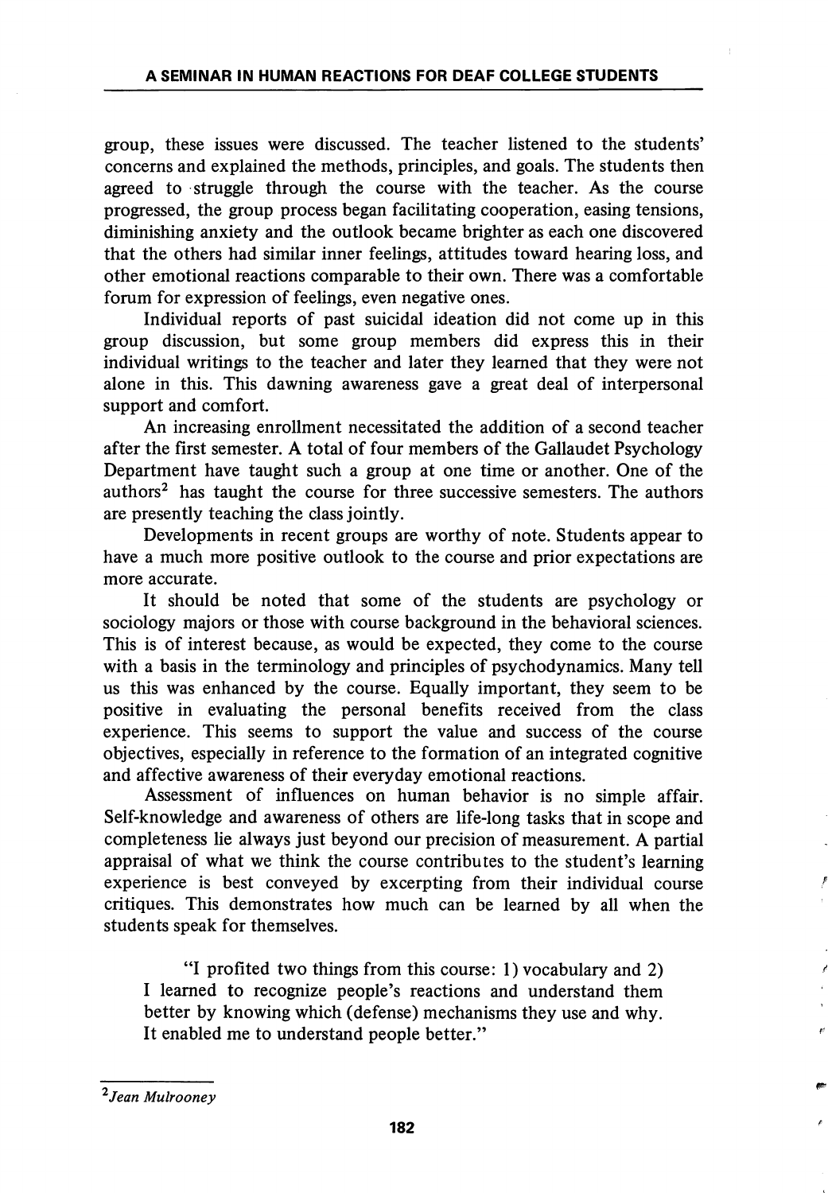group, these issues were discussed. The teacher listened to the students' concerns and explained the methods, principles, and goals. The students then agreed to struggle through the course with the teacher. As the course progressed, the group process began facilitating cooperation, easing tensions, diminishing anxiety and the outlook became brighter as each one discovered that the others had similar inner feelings, attitudes toward hearing loss, and other emotional reactions comparable to their own. There was a comfortable forum for expression of feelings, even negative ones.

Individual reports of past suicidal ideation did not come up in this group discussion, but some group members did express this in their individual writings to the teacher and later they learned that they were not alone in this. This dawning awareness gave a great deal of interpersonal support and comfort.

An increasing enrollment necessitated the addition of a second teacher after the first semester. A total of four members of the Gallaudet Psychology Department have taught such a group at one time or another. One of the authors[2] has taught the course for three successive semesters. The authors are presently teaching the class jointly.

Developments in recent groups are worthy of note. Students appear to have a much more positive outlook to the course and prior expectations are more accurate.

It should be noted that some of the students are psychology or sociology majors or those with course background in the behavioral sciences. This is of interest because, as would be expected, they come to the course with a basis in the terminology and principles of psychodynamics. Many tell us this was enhanced by the course. Equally important, they seem to be positive in evaluating the personal benefits received from the class experience. This seems to support the value and success of the course objectives, especially in reference to the formation of an integrated cognitive and affective awareness of their everyday emotional reactions.

Assessment of influences on human behavior is no simple affair. Self-knowledge and awareness of others are life-long tasks that in scope and completeness lie always just beyond our precision of measurement. A partial appraisal of what we think the course contributes to the student's learning experience is best conveyed by excerpting from their individual course critiques. This demonstrates how much can be learned by all when the students speak for themselves.

> "I profited two things from this course: 1) vocabulary and 2) I learned to recognize people's reactions and understand them better by knowing which (defense) mechanisms they use and why. It enabled me to understand people better."

---

[2] *Jean Mulrooney*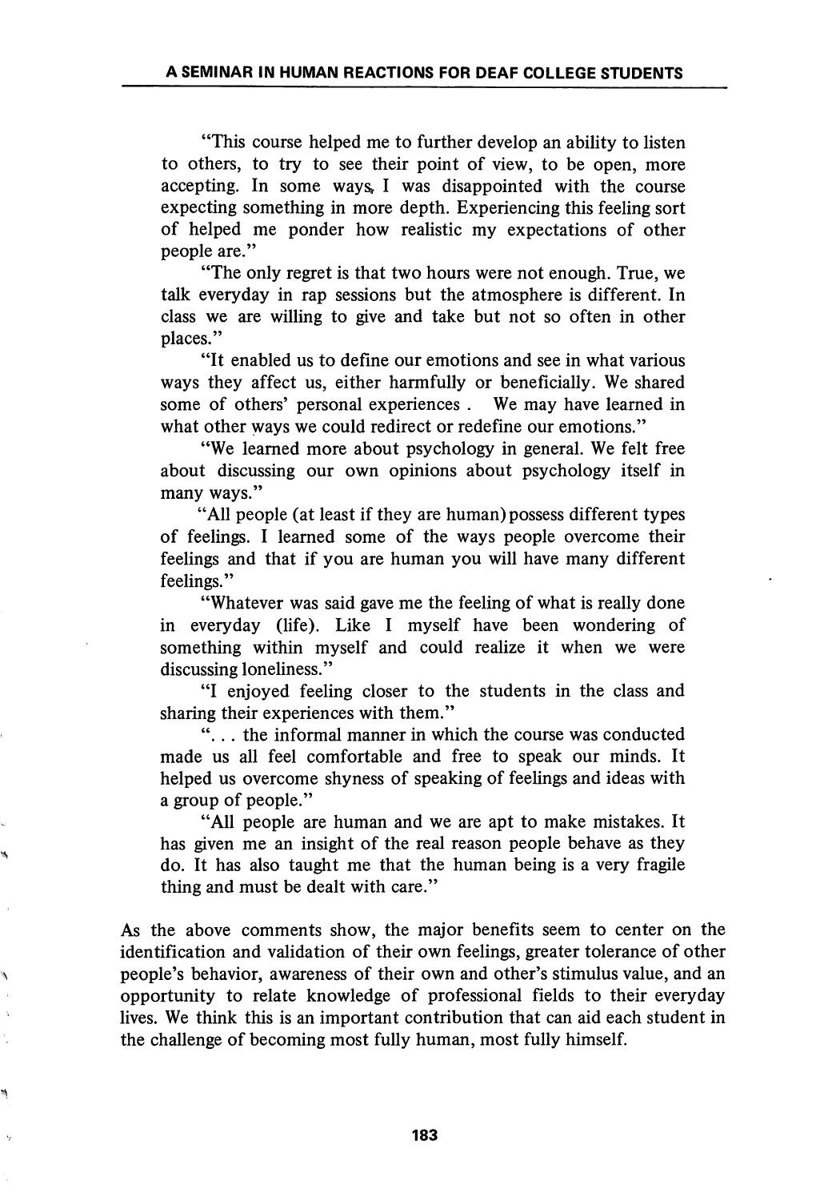"This course helped me to further develop an ability to listen to others, to try to see their point of view, to be open, more accepting. In some ways, I was disappointed with the course expecting something in more depth. Experiencing this feeling sort of helped me ponder how realistic my expectations of other people are."

"The only regret is that two hours were not enough. True, we talk everyday in rap sessions but the atmosphere is different. In class we are willing to give and take but not so often in other places."

"It enabled us to define our emotions and see in what various ways they affect us, either harmfully or beneficially. We shared some of others' personal experiences . We may have learned in what other ways we could redirect or redefine our emotions."

"We learned more about psychology in general. We felt free about discussing our own opinions about psychology itself in many ways."

"All people (at least if they are human) possess different types of feelings. I learned some of the ways people overcome their feelings and that if you are human you will have many different feelings."

"Whatever was said gave me the feeling of what is really done in everyday (life). Like I myself have been wondering of something within myself and could realize it when we were discussing loneliness."

"I enjoyed feeling closer to the students in the class and sharing their experiences with them."

". . . the informal manner in which the course was conducted made us all feel comfortable and free to speak our minds. It helped us overcome shyness of speaking of feelings and ideas with a group of people."

"All people are human and we are apt to make mistakes. It has given me an insight of the real reason people behave as they do. It has also taught me that the human being is a very fragile thing and must be dealt with care."

As the above comments show, the major benefits seem to center on the identification and validation of their own feelings, greater tolerance of other people's behavior, awareness of their own and other's stimulus value, and an opportunity to relate knowledge of professional fields to their everyday lives. We think this is an important contribution that can aid each student in the challenge of becoming most fully human, most fully himself.